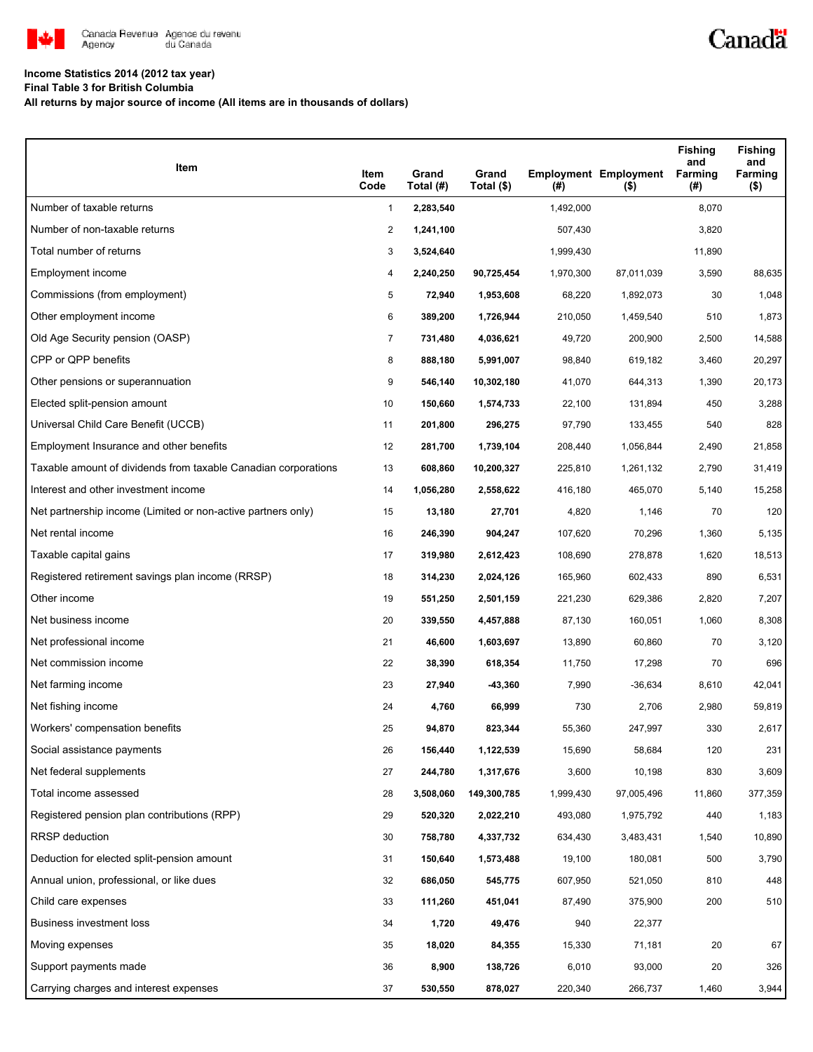**Income Statistics 2014 (2012 tax year)**

**Final Table 3 for British Columbia**

**All returns by major source of income (All items are in thousands of dollars)**

| Item | Item Code | Grand Total (#) | Grand Total ($) | Employment (#) | Employment ($) | Fishing and Farming (#) | Fishing and Farming ($) |
|---|---|---|---|---|---|---|---|
| Number of taxable returns | 1 | **2,283,540** | | 1,492,000 | | 8,070 | |
| Number of non-taxable returns | 2 | **1,241,100** | | 507,430 | | 3,820 | |
| Total number of returns | 3 | **3,524,640** | | 1,999,430 | | 11,890 | |
| Employment income | 4 | **2,240,250** | **90,725,454** | 1,970,300 | 87,011,039 | 3,590 | 88,635 |
| Commissions (from employment) | 5 | **72,940** | **1,953,608** | 68,220 | 1,892,073 | 30 | 1,048 |
| Other employment income | 6 | **389,200** | **1,726,944** | 210,050 | 1,459,540 | 510 | 1,873 |
| Old Age Security pension (OASP) | 7 | **731,480** | **4,036,621** | 49,720 | 200,900 | 2,500 | 14,588 |
| CPP or QPP benefits | 8 | **888,180** | **5,991,007** | 98,840 | 619,182 | 3,460 | 20,297 |
| Other pensions or superannuation | 9 | **546,140** | **10,302,180** | 41,070 | 644,313 | 1,390 | 20,173 |
| Elected split-pension amount | 10 | **150,660** | **1,574,733** | 22,100 | 131,894 | 450 | 3,288 |
| Universal Child Care Benefit (UCCB) | 11 | **201,800** | **296,275** | 97,790 | 133,455 | 540 | 828 |
| Employment Insurance and other benefits | 12 | **281,700** | **1,739,104** | 208,440 | 1,056,844 | 2,490 | 21,858 |
| Taxable amount of dividends from taxable Canadian corporations | 13 | **608,860** | **10,200,327** | 225,810 | 1,261,132 | 2,790 | 31,419 |
| Interest and other investment income | 14 | **1,056,280** | **2,558,622** | 416,180 | 465,070 | 5,140 | 15,258 |
| Net partnership income (Limited or non-active partners only) | 15 | **13,180** | **27,701** | 4,820 | 1,146 | 70 | 120 |
| Net rental income | 16 | **246,390** | **904,247** | 107,620 | 70,296 | 1,360 | 5,135 |
| Taxable capital gains | 17 | **319,980** | **2,612,423** | 108,690 | 278,878 | 1,620 | 18,513 |
| Registered retirement savings plan income (RRSP) | 18 | **314,230** | **2,024,126** | 165,960 | 602,433 | 890 | 6,531 |
| Other income | 19 | **551,250** | **2,501,159** | 221,230 | 629,386 | 2,820 | 7,207 |
| Net business income | 20 | **339,550** | **4,457,888** | 87,130 | 160,051 | 1,060 | 8,308 |
| Net professional income | 21 | **46,600** | **1,603,697** | 13,890 | 60,860 | 70 | 3,120 |
| Net commission income | 22 | **38,390** | **618,354** | 11,750 | 17,298 | 70 | 696 |
| Net farming income | 23 | **27,940** | **-43,360** | 7,990 | -36,634 | 8,610 | 42,041 |
| Net fishing income | 24 | **4,760** | **66,999** | 730 | 2,706 | 2,980 | 59,819 |
| Workers' compensation benefits | 25 | **94,870** | **823,344** | 55,360 | 247,997 | 330 | 2,617 |
| Social assistance payments | 26 | **156,440** | **1,122,539** | 15,690 | 58,684 | 120 | 231 |
| Net federal supplements | 27 | **244,780** | **1,317,676** | 3,600 | 10,198 | 830 | 3,609 |
| Total income assessed | 28 | **3,508,060** | **149,300,785** | 1,999,430 | 97,005,496 | 11,860 | 377,359 |
| Registered pension plan contributions (RPP) | 29 | **520,320** | **2,022,210** | 493,080 | 1,975,792 | 440 | 1,183 |
| RRSP deduction | 30 | **758,780** | **4,337,732** | 634,430 | 3,483,431 | 1,540 | 10,890 |
| Deduction for elected split-pension amount | 31 | **150,640** | **1,573,488** | 19,100 | 180,081 | 500 | 3,790 |
| Annual union, professional, or like dues | 32 | **686,050** | **545,775** | 607,950 | 521,050 | 810 | 448 |
| Child care expenses | 33 | **111,260** | **451,041** | 87,490 | 375,900 | 200 | 510 |
| Business investment loss | 34 | **1,720** | **49,476** | 940 | 22,377 | | |
| Moving expenses | 35 | **18,020** | **84,355** | 15,330 | 71,181 | 20 | 67 |
| Support payments made | 36 | **8,900** | **138,726** | 6,010 | 93,000 | 20 | 326 |
| Carrying charges and interest expenses | 37 | **530,550** | **878,027** | 220,340 | 266,737 | 1,460 | 3,944 |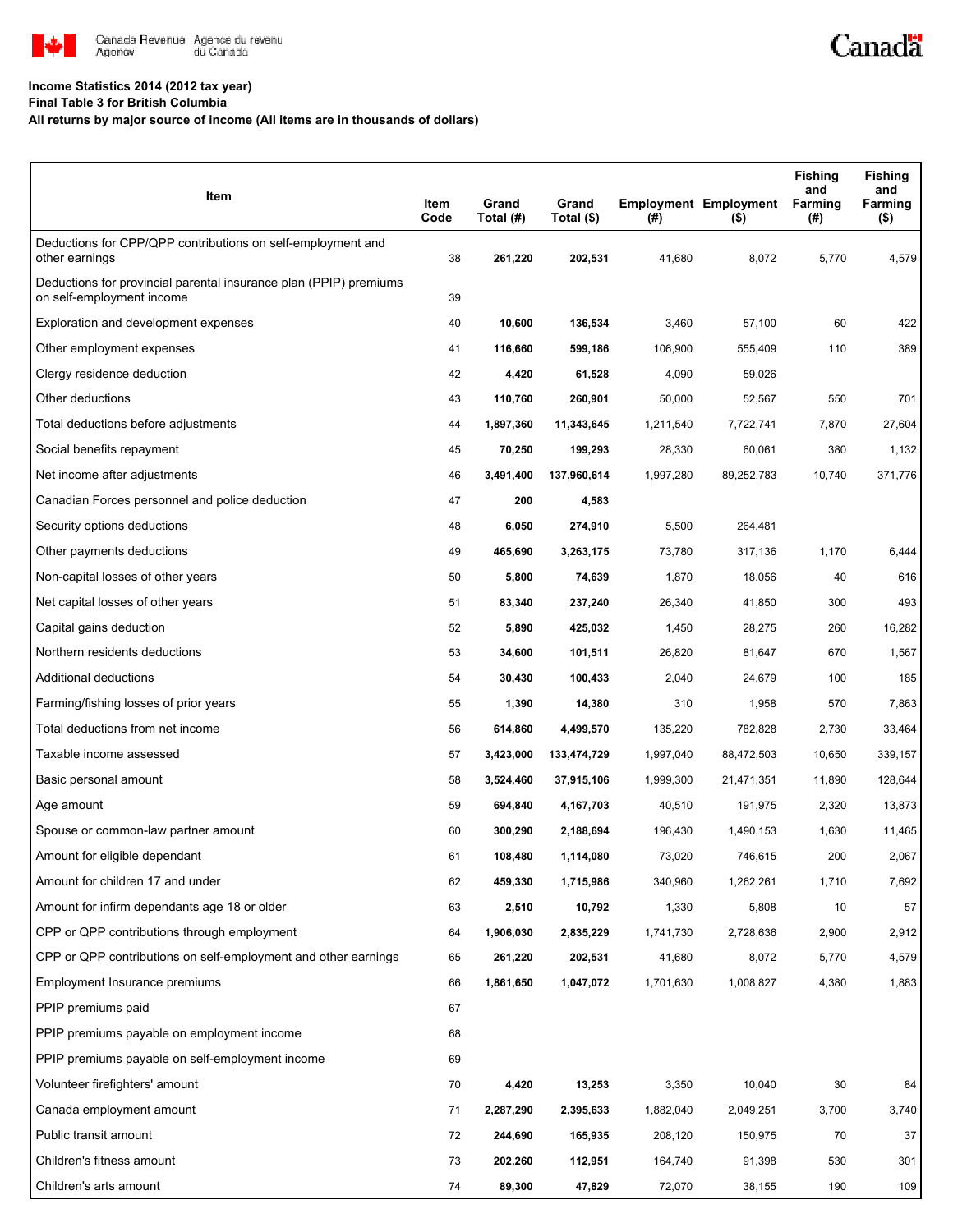Canada Revenue Agency / Agence du revenu du Canada

**Income Statistics 2014 (2012 tax year)**
**Final Table 3 for British Columbia**
**All returns by major source of income (All items are in thousands of dollars)**

| Item | Item Code | Grand Total (#) | Grand Total ($) | Employment (#) | Employment ($) | Fishing and Farming (#) | Fishing and Farming ($) |
|---|---|---|---|---|---|---|---|
| Deductions for CPP/QPP contributions on self-employment and other earnings | 38 | **261,220** | **202,531** | 41,680 | 8,072 | 5,770 | 4,579 |
| Deductions for provincial parental insurance plan (PPIP) premiums on self-employment income | 39 | | | | | | |
| Exploration and development expenses | 40 | **10,600** | **136,534** | 3,460 | 57,100 | 60 | 422 |
| Other employment expenses | 41 | **116,660** | **599,186** | 106,900 | 555,409 | 110 | 389 |
| Clergy residence deduction | 42 | **4,420** | **61,528** | 4,090 | 59,026 | | |
| Other deductions | 43 | **110,760** | **260,901** | 50,000 | 52,567 | 550 | 701 |
| Total deductions before adjustments | 44 | **1,897,360** | **11,343,645** | 1,211,540 | 7,722,741 | 7,870 | 27,604 |
| Social benefits repayment | 45 | **70,250** | **199,293** | 28,330 | 60,061 | 380 | 1,132 |
| Net income after adjustments | 46 | **3,491,400** | **137,960,614** | 1,997,280 | 89,252,783 | 10,740 | 371,776 |
| Canadian Forces personnel and police deduction | 47 | **200** | **4,583** | | | | |
| Security options deductions | 48 | **6,050** | **274,910** | 5,500 | 264,481 | | |
| Other payments deductions | 49 | **465,690** | **3,263,175** | 73,780 | 317,136 | 1,170 | 6,444 |
| Non-capital losses of other years | 50 | **5,800** | **74,639** | 1,870 | 18,056 | 40 | 616 |
| Net capital losses of other years | 51 | **83,340** | **237,240** | 26,340 | 41,850 | 300 | 493 |
| Capital gains deduction | 52 | **5,890** | **425,032** | 1,450 | 28,275 | 260 | 16,282 |
| Northern residents deductions | 53 | **34,600** | **101,511** | 26,820 | 81,647 | 670 | 1,567 |
| Additional deductions | 54 | **30,430** | **100,433** | 2,040 | 24,679 | 100 | 185 |
| Farming/fishing losses of prior years | 55 | **1,390** | **14,380** | 310 | 1,958 | 570 | 7,863 |
| Total deductions from net income | 56 | **614,860** | **4,499,570** | 135,220 | 782,828 | 2,730 | 33,464 |
| Taxable income assessed | 57 | **3,423,000** | **133,474,729** | 1,997,040 | 88,472,503 | 10,650 | 339,157 |
| Basic personal amount | 58 | **3,524,460** | **37,915,106** | 1,999,300 | 21,471,351 | 11,890 | 128,644 |
| Age amount | 59 | **694,840** | **4,167,703** | 40,510 | 191,975 | 2,320 | 13,873 |
| Spouse or common-law partner amount | 60 | **300,290** | **2,188,694** | 196,430 | 1,490,153 | 1,630 | 11,465 |
| Amount for eligible dependant | 61 | **108,480** | **1,114,080** | 73,020 | 746,615 | 200 | 2,067 |
| Amount for children 17 and under | 62 | **459,330** | **1,715,986** | 340,960 | 1,262,261 | 1,710 | 7,692 |
| Amount for infirm dependants age 18 or older | 63 | **2,510** | **10,792** | 1,330 | 5,808 | 10 | 57 |
| CPP or QPP contributions through employment | 64 | **1,906,030** | **2,835,229** | 1,741,730 | 2,728,636 | 2,900 | 2,912 |
| CPP or QPP contributions on self-employment and other earnings | 65 | **261,220** | **202,531** | 41,680 | 8,072 | 5,770 | 4,579 |
| Employment Insurance premiums | 66 | **1,861,650** | **1,047,072** | 1,701,630 | 1,008,827 | 4,380 | 1,883 |
| PPIP premiums paid | 67 | | | | | | |
| PPIP premiums payable on employment income | 68 | | | | | | |
| PPIP premiums payable on self-employment income | 69 | | | | | | |
| Volunteer firefighters' amount | 70 | **4,420** | **13,253** | 3,350 | 10,040 | 30 | 84 |
| Canada employment amount | 71 | **2,287,290** | **2,395,633** | 1,882,040 | 2,049,251 | 3,700 | 3,740 |
| Public transit amount | 72 | **244,690** | **165,935** | 208,120 | 150,975 | 70 | 37 |
| Children's fitness amount | 73 | **202,260** | **112,951** | 164,740 | 91,398 | 530 | 301 |
| Children's arts amount | 74 | **89,300** | **47,829** | 72,070 | 38,155 | 190 | 109 |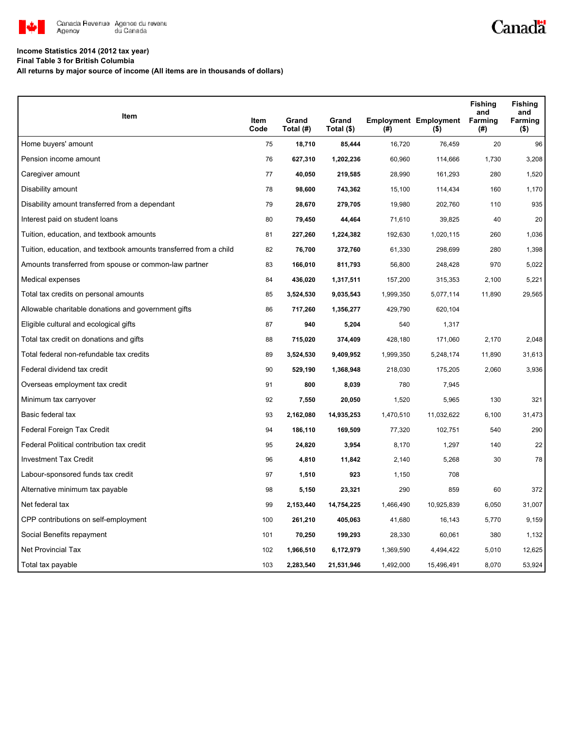**Income Statistics 2014 (2012 tax year)**
**Final Table 3 for British Columbia**
**All returns by major source of income (All items are in thousands of dollars)**

| Item | Item Code | Grand Total (#) | Grand Total ($) | Employment (#) | Employment ($) | Fishing and Farming (#) | Fishing and Farming ($) |
|---|---|---|---|---|---|---|---|
| Home buyers' amount | 75 | **18,710** | **85,444** | 16,720 | 76,459 | 20 | 96 |
| Pension income amount | 76 | **627,310** | **1,202,236** | 60,960 | 114,666 | 1,730 | 3,208 |
| Caregiver amount | 77 | **40,050** | **219,585** | 28,990 | 161,293 | 280 | 1,520 |
| Disability amount | 78 | **98,600** | **743,362** | 15,100 | 114,434 | 160 | 1,170 |
| Disability amount transferred from a dependant | 79 | **28,670** | **279,705** | 19,980 | 202,760 | 110 | 935 |
| Interest paid on student loans | 80 | **79,450** | **44,464** | 71,610 | 39,825 | 40 | 20 |
| Tuition, education, and textbook amounts | 81 | **227,260** | **1,224,382** | 192,630 | 1,020,115 | 260 | 1,036 |
| Tuition, education, and textbook amounts transferred from a child | 82 | **76,700** | **372,760** | 61,330 | 298,699 | 280 | 1,398 |
| Amounts transferred from spouse or common-law partner | 83 | **166,010** | **811,793** | 56,800 | 248,428 | 970 | 5,022 |
| Medical expenses | 84 | **436,020** | **1,317,511** | 157,200 | 315,353 | 2,100 | 5,221 |
| Total tax credits on personal amounts | 85 | **3,524,530** | **9,035,543** | 1,999,350 | 5,077,114 | 11,890 | 29,565 |
| Allowable charitable donations and government gifts | 86 | **717,260** | **1,356,277** | 429,790 | 620,104 | | |
| Eligible cultural and ecological gifts | 87 | **940** | **5,204** | 540 | 1,317 | | |
| Total tax credit on donations and gifts | 88 | **715,020** | **374,409** | 428,180 | 171,060 | 2,170 | 2,048 |
| Total federal non-refundable tax credits | 89 | **3,524,530** | **9,409,952** | 1,999,350 | 5,248,174 | 11,890 | 31,613 |
| Federal dividend tax credit | 90 | **529,190** | **1,368,948** | 218,030 | 175,205 | 2,060 | 3,936 |
| Overseas employment tax credit | 91 | **800** | **8,039** | 780 | 7,945 | | |
| Minimum tax carryover | 92 | **7,550** | **20,050** | 1,520 | 5,965 | 130 | 321 |
| Basic federal tax | 93 | **2,162,080** | **14,935,253** | 1,470,510 | 11,032,622 | 6,100 | 31,473 |
| Federal Foreign Tax Credit | 94 | **186,110** | **169,509** | 77,320 | 102,751 | 540 | 290 |
| Federal Political contribution tax credit | 95 | **24,820** | **3,954** | 8,170 | 1,297 | 140 | 22 |
| Investment Tax Credit | 96 | **4,810** | **11,842** | 2,140 | 5,268 | 30 | 78 |
| Labour-sponsored funds tax credit | 97 | **1,510** | **923** | 1,150 | 708 | | |
| Alternative minimum tax payable | 98 | **5,150** | **23,321** | 290 | 859 | 60 | 372 |
| Net federal tax | 99 | **2,153,440** | **14,754,225** | 1,466,490 | 10,925,839 | 6,050 | 31,007 |
| CPP contributions on self-employment | 100 | **261,210** | **405,063** | 41,680 | 16,143 | 5,770 | 9,159 |
| Social Benefits repayment | 101 | **70,250** | **199,293** | 28,330 | 60,061 | 380 | 1,132 |
| Net Provincial Tax | 102 | **1,966,510** | **6,172,979** | 1,369,590 | 4,494,422 | 5,010 | 12,625 |
| Total tax payable | 103 | **2,283,540** | **21,531,946** | 1,492,000 | 15,496,491 | 8,070 | 53,924 |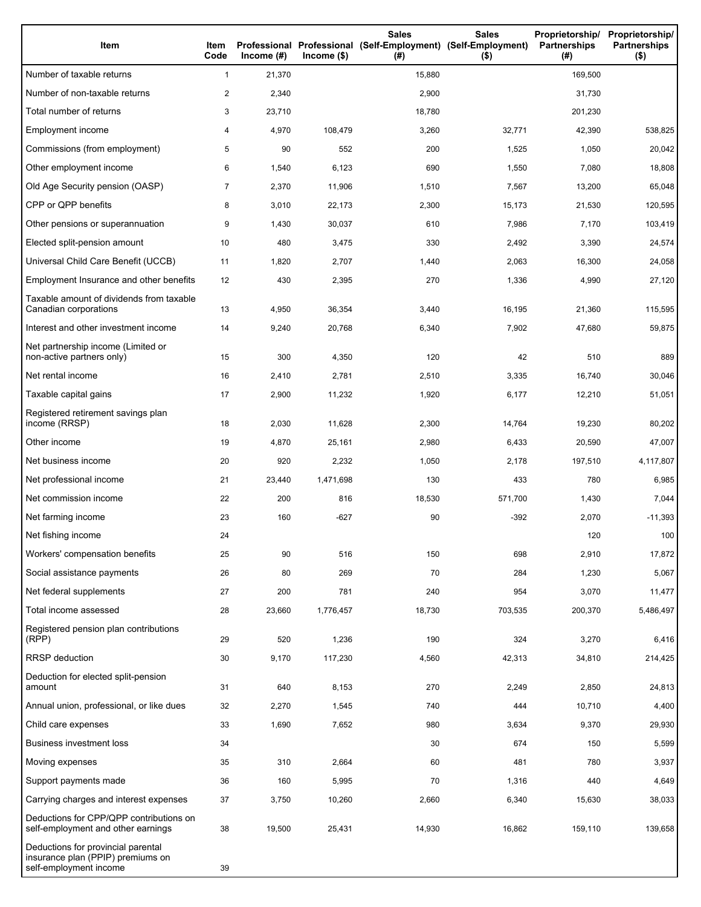| Item | Item Code | Professional Income (#) | Professional Income ($) | Sales (Self-Employment) (#) | Sales (Self-Employment) ($) | Proprietorship/ Partnerships (#) | Proprietorship/ Partnerships ($) |
|---|---|---|---|---|---|---|---|
| Number of taxable returns | 1 | 21,370 | | 15,880 | | 169,500 | |
| Number of non-taxable returns | 2 | 2,340 | | 2,900 | | 31,730 | |
| Total number of returns | 3 | 23,710 | | 18,780 | | 201,230 | |
| Employment income | 4 | 4,970 | 108,479 | 3,260 | 32,771 | 42,390 | 538,825 |
| Commissions (from employment) | 5 | 90 | 552 | 200 | 1,525 | 1,050 | 20,042 |
| Other employment income | 6 | 1,540 | 6,123 | 690 | 1,550 | 7,080 | 18,808 |
| Old Age Security pension (OASP) | 7 | 2,370 | 11,906 | 1,510 | 7,567 | 13,200 | 65,048 |
| CPP or QPP benefits | 8 | 3,010 | 22,173 | 2,300 | 15,173 | 21,530 | 120,595 |
| Other pensions or superannuation | 9 | 1,430 | 30,037 | 610 | 7,986 | 7,170 | 103,419 |
| Elected split-pension amount | 10 | 480 | 3,475 | 330 | 2,492 | 3,390 | 24,574 |
| Universal Child Care Benefit (UCCB) | 11 | 1,820 | 2,707 | 1,440 | 2,063 | 16,300 | 24,058 |
| Employment Insurance and other benefits | 12 | 430 | 2,395 | 270 | 1,336 | 4,990 | 27,120 |
| Taxable amount of dividends from taxable Canadian corporations | 13 | 4,950 | 36,354 | 3,440 | 16,195 | 21,360 | 115,595 |
| Interest and other investment income | 14 | 9,240 | 20,768 | 6,340 | 7,902 | 47,680 | 59,875 |
| Net partnership income (Limited or non-active partners only) | 15 | 300 | 4,350 | 120 | 42 | 510 | 889 |
| Net rental income | 16 | 2,410 | 2,781 | 2,510 | 3,335 | 16,740 | 30,046 |
| Taxable capital gains | 17 | 2,900 | 11,232 | 1,920 | 6,177 | 12,210 | 51,051 |
| Registered retirement savings plan income (RRSP) | 18 | 2,030 | 11,628 | 2,300 | 14,764 | 19,230 | 80,202 |
| Other income | 19 | 4,870 | 25,161 | 2,980 | 6,433 | 20,590 | 47,007 |
| Net business income | 20 | 920 | 2,232 | 1,050 | 2,178 | 197,510 | 4,117,807 |
| Net professional income | 21 | 23,440 | 1,471,698 | 130 | 433 | 780 | 6,985 |
| Net commission income | 22 | 200 | 816 | 18,530 | 571,700 | 1,430 | 7,044 |
| Net farming income | 23 | 160 | -627 | 90 | -392 | 2,070 | -11,393 |
| Net fishing income | 24 | | | | | 120 | 100 |
| Workers' compensation benefits | 25 | 90 | 516 | 150 | 698 | 2,910 | 17,872 |
| Social assistance payments | 26 | 80 | 269 | 70 | 284 | 1,230 | 5,067 |
| Net federal supplements | 27 | 200 | 781 | 240 | 954 | 3,070 | 11,477 |
| Total income assessed | 28 | 23,660 | 1,776,457 | 18,730 | 703,535 | 200,370 | 5,486,497 |
| Registered pension plan contributions (RPP) | 29 | 520 | 1,236 | 190 | 324 | 3,270 | 6,416 |
| RRSP deduction | 30 | 9,170 | 117,230 | 4,560 | 42,313 | 34,810 | 214,425 |
| Deduction for elected split-pension amount | 31 | 640 | 8,153 | 270 | 2,249 | 2,850 | 24,813 |
| Annual union, professional, or like dues | 32 | 2,270 | 1,545 | 740 | 444 | 10,710 | 4,400 |
| Child care expenses | 33 | 1,690 | 7,652 | 980 | 3,634 | 9,370 | 29,930 |
| Business investment loss | 34 | | | 30 | 674 | 150 | 5,599 |
| Moving expenses | 35 | 310 | 2,664 | 60 | 481 | 780 | 3,937 |
| Support payments made | 36 | 160 | 5,995 | 70 | 1,316 | 440 | 4,649 |
| Carrying charges and interest expenses | 37 | 3,750 | 10,260 | 2,660 | 6,340 | 15,630 | 38,033 |
| Deductions for CPP/QPP contributions on self-employment and other earnings | 38 | 19,500 | 25,431 | 14,930 | 16,862 | 159,110 | 139,658 |
| Deductions for provincial parental insurance plan (PPIP) premiums on self-employment income | 39 | | | | | | |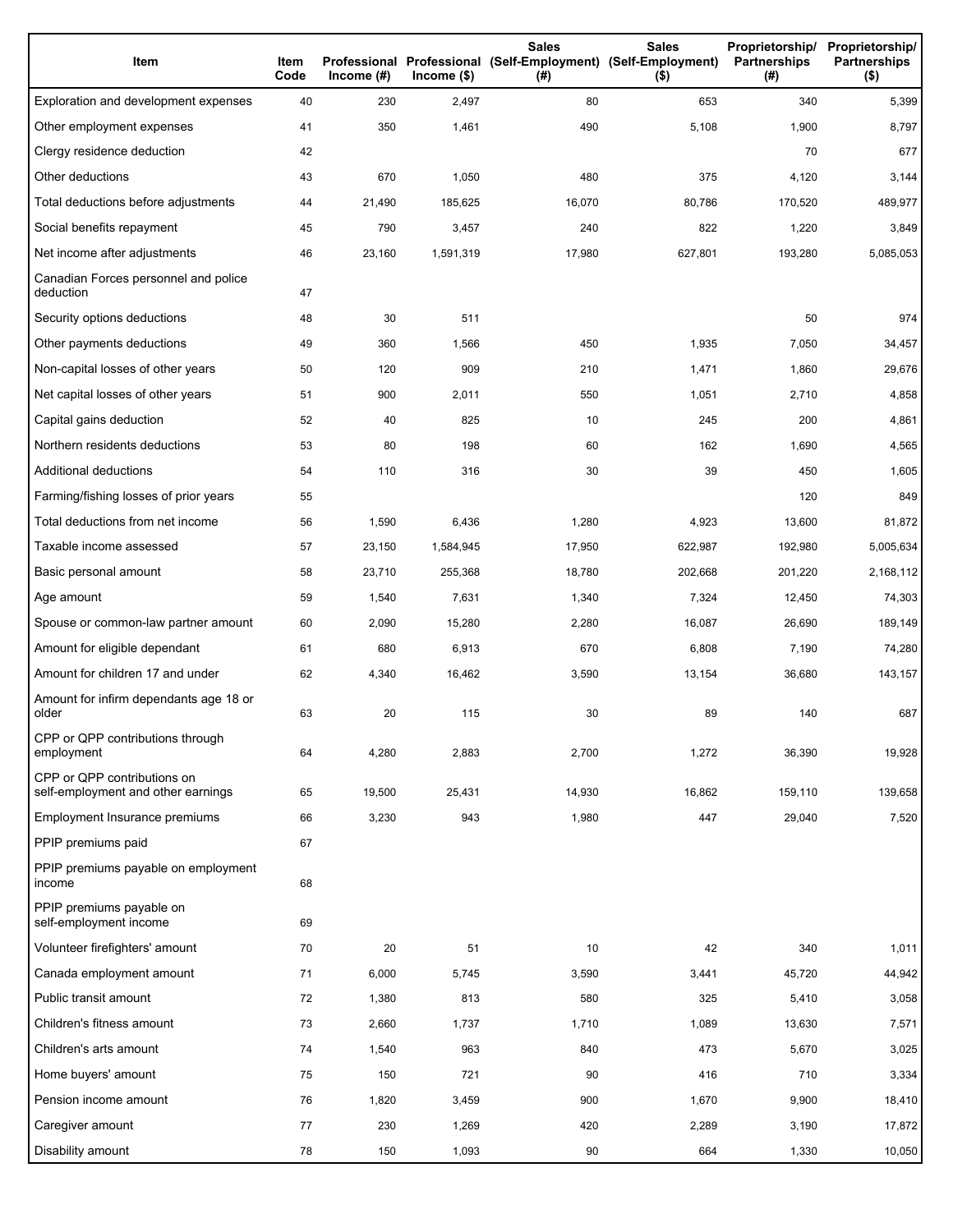| Item | Item Code | Professional Income (#) | Professional Income ($) | Sales (Self-Employment) (#) | Sales (Self-Employment) ($) | Proprietorship/ Partnerships (#) | Proprietorship/ Partnerships ($) |
| --- | --- | --- | --- | --- | --- | --- | --- |
| Exploration and development expenses | 40 | 230 | 2,497 | 80 | 653 | 340 | 5,399 |
| Other employment expenses | 41 | 350 | 1,461 | 490 | 5,108 | 1,900 | 8,797 |
| Clergy residence deduction | 42 | | | | | 70 | 677 |
| Other deductions | 43 | 670 | 1,050 | 480 | 375 | 4,120 | 3,144 |
| Total deductions before adjustments | 44 | 21,490 | 185,625 | 16,070 | 80,786 | 170,520 | 489,977 |
| Social benefits repayment | 45 | 790 | 3,457 | 240 | 822 | 1,220 | 3,849 |
| Net income after adjustments | 46 | 23,160 | 1,591,319 | 17,980 | 627,801 | 193,280 | 5,085,053 |
| Canadian Forces personnel and police deduction | 47 | | | | | | |
| Security options deductions | 48 | 30 | 511 | | | 50 | 974 |
| Other payments deductions | 49 | 360 | 1,566 | 450 | 1,935 | 7,050 | 34,457 |
| Non-capital losses of other years | 50 | 120 | 909 | 210 | 1,471 | 1,860 | 29,676 |
| Net capital losses of other years | 51 | 900 | 2,011 | 550 | 1,051 | 2,710 | 4,858 |
| Capital gains deduction | 52 | 40 | 825 | 10 | 245 | 200 | 4,861 |
| Northern residents deductions | 53 | 80 | 198 | 60 | 162 | 1,690 | 4,565 |
| Additional deductions | 54 | 110 | 316 | 30 | 39 | 450 | 1,605 |
| Farming/fishing losses of prior years | 55 | | | | | 120 | 849 |
| Total deductions from net income | 56 | 1,590 | 6,436 | 1,280 | 4,923 | 13,600 | 81,872 |
| Taxable income assessed | 57 | 23,150 | 1,584,945 | 17,950 | 622,987 | 192,980 | 5,005,634 |
| Basic personal amount | 58 | 23,710 | 255,368 | 18,780 | 202,668 | 201,220 | 2,168,112 |
| Age amount | 59 | 1,540 | 7,631 | 1,340 | 7,324 | 12,450 | 74,303 |
| Spouse or common-law partner amount | 60 | 2,090 | 15,280 | 2,280 | 16,087 | 26,690 | 189,149 |
| Amount for eligible dependant | 61 | 680 | 6,913 | 670 | 6,808 | 7,190 | 74,280 |
| Amount for children 17 and under | 62 | 4,340 | 16,462 | 3,590 | 13,154 | 36,680 | 143,157 |
| Amount for infirm dependants age 18 or older | 63 | 20 | 115 | 30 | 89 | 140 | 687 |
| CPP or QPP contributions through employment | 64 | 4,280 | 2,883 | 2,700 | 1,272 | 36,390 | 19,928 |
| CPP or QPP contributions on self-employment and other earnings | 65 | 19,500 | 25,431 | 14,930 | 16,862 | 159,110 | 139,658 |
| Employment Insurance premiums | 66 | 3,230 | 943 | 1,980 | 447 | 29,040 | 7,520 |
| PPIP premiums paid | 67 | | | | | | |
| PPIP premiums payable on employment income | 68 | | | | | | |
| PPIP premiums payable on self-employment income | 69 | | | | | | |
| Volunteer firefighters' amount | 70 | 20 | 51 | 10 | 42 | 340 | 1,011 |
| Canada employment amount | 71 | 6,000 | 5,745 | 3,590 | 3,441 | 45,720 | 44,942 |
| Public transit amount | 72 | 1,380 | 813 | 580 | 325 | 5,410 | 3,058 |
| Children's fitness amount | 73 | 2,660 | 1,737 | 1,710 | 1,089 | 13,630 | 7,571 |
| Children's arts amount | 74 | 1,540 | 963 | 840 | 473 | 5,670 | 3,025 |
| Home buyers' amount | 75 | 150 | 721 | 90 | 416 | 710 | 3,334 |
| Pension income amount | 76 | 1,820 | 3,459 | 900 | 1,670 | 9,900 | 18,410 |
| Caregiver amount | 77 | 230 | 1,269 | 420 | 2,289 | 3,190 | 17,872 |
| Disability amount | 78 | 150 | 1,093 | 90 | 664 | 1,330 | 10,050 |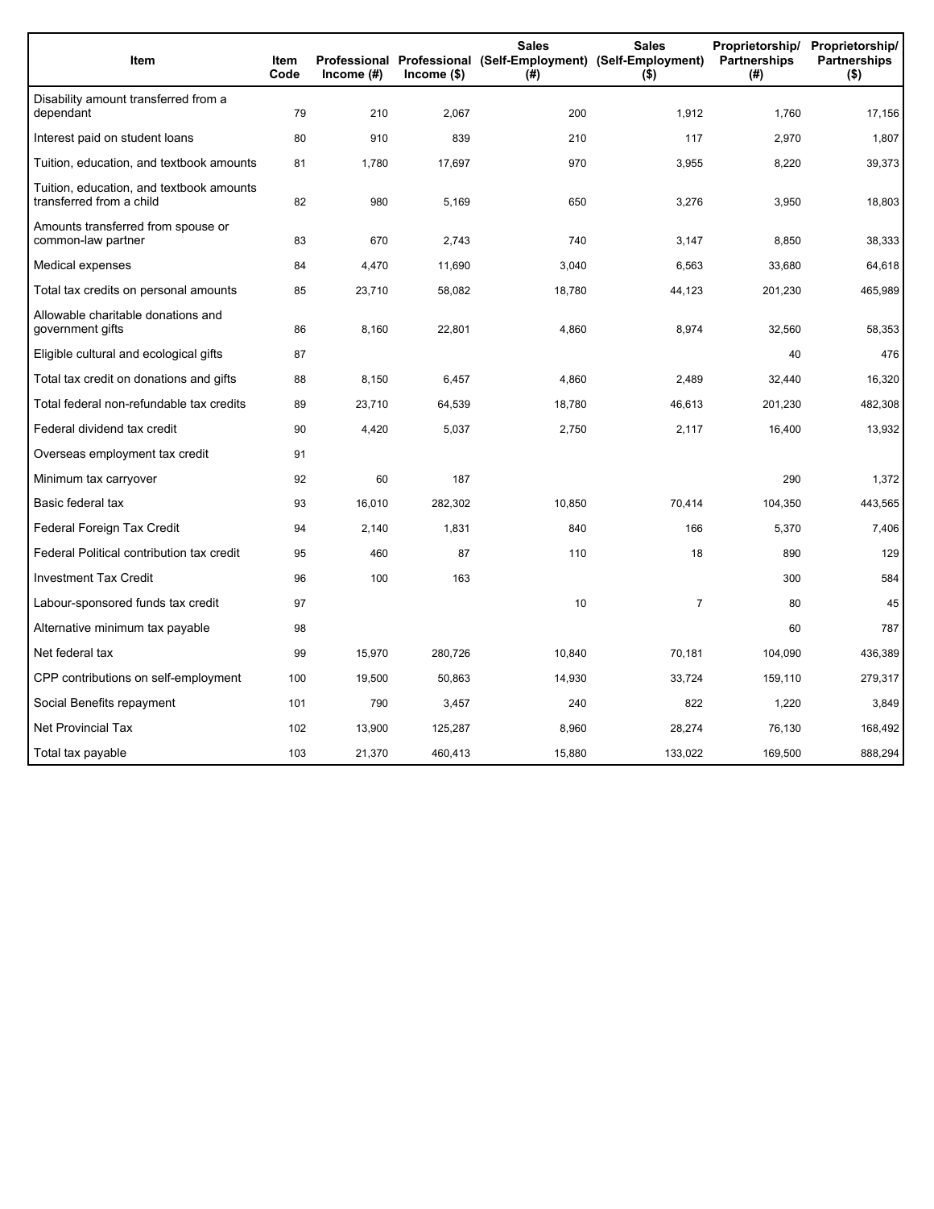| Item | Item Code | Professional Income (#) | Professional Income ($) | Sales (Self-Employment) (#) | Sales (Self-Employment) ($) | Proprietorship/ Partnerships (#) | Proprietorship/ Partnerships ($) |
|---|---|---|---|---|---|---|---|
| Disability amount transferred from a dependant | 79 | 210 | 2,067 | 200 | 1,912 | 1,760 | 17,156 |
| Interest paid on student loans | 80 | 910 | 839 | 210 | 117 | 2,970 | 1,807 |
| Tuition, education, and textbook amounts | 81 | 1,780 | 17,697 | 970 | 3,955 | 8,220 | 39,373 |
| Tuition, education, and textbook amounts transferred from a child | 82 | 980 | 5,169 | 650 | 3,276 | 3,950 | 18,803 |
| Amounts transferred from spouse or common-law partner | 83 | 670 | 2,743 | 740 | 3,147 | 8,850 | 38,333 |
| Medical expenses | 84 | 4,470 | 11,690 | 3,040 | 6,563 | 33,680 | 64,618 |
| Total tax credits on personal amounts | 85 | 23,710 | 58,082 | 18,780 | 44,123 | 201,230 | 465,989 |
| Allowable charitable donations and government gifts | 86 | 8,160 | 22,801 | 4,860 | 8,974 | 32,560 | 58,353 |
| Eligible cultural and ecological gifts | 87 | | | | | 40 | 476 |
| Total tax credit on donations and gifts | 88 | 8,150 | 6,457 | 4,860 | 2,489 | 32,440 | 16,320 |
| Total federal non-refundable tax credits | 89 | 23,710 | 64,539 | 18,780 | 46,613 | 201,230 | 482,308 |
| Federal dividend tax credit | 90 | 4,420 | 5,037 | 2,750 | 2,117 | 16,400 | 13,932 |
| Overseas employment tax credit | 91 | | | | | | |
| Minimum tax carryover | 92 | 60 | 187 | | | 290 | 1,372 |
| Basic federal tax | 93 | 16,010 | 282,302 | 10,850 | 70,414 | 104,350 | 443,565 |
| Federal Foreign Tax Credit | 94 | 2,140 | 1,831 | 840 | 166 | 5,370 | 7,406 |
| Federal Political contribution tax credit | 95 | 460 | 87 | 110 | 18 | 890 | 129 |
| Investment Tax Credit | 96 | 100 | 163 | | | 300 | 584 |
| Labour-sponsored funds tax credit | 97 | | | 10 | 7 | 80 | 45 |
| Alternative minimum tax payable | 98 | | | | | 60 | 787 |
| Net federal tax | 99 | 15,970 | 280,726 | 10,840 | 70,181 | 104,090 | 436,389 |
| CPP contributions on self-employment | 100 | 19,500 | 50,863 | 14,930 | 33,724 | 159,110 | 279,317 |
| Social Benefits repayment | 101 | 790 | 3,457 | 240 | 822 | 1,220 | 3,849 |
| Net Provincial Tax | 102 | 13,900 | 125,287 | 8,960 | 28,274 | 76,130 | 168,492 |
| Total tax payable | 103 | 21,370 | 460,413 | 15,880 | 133,022 | 169,500 | 888,294 |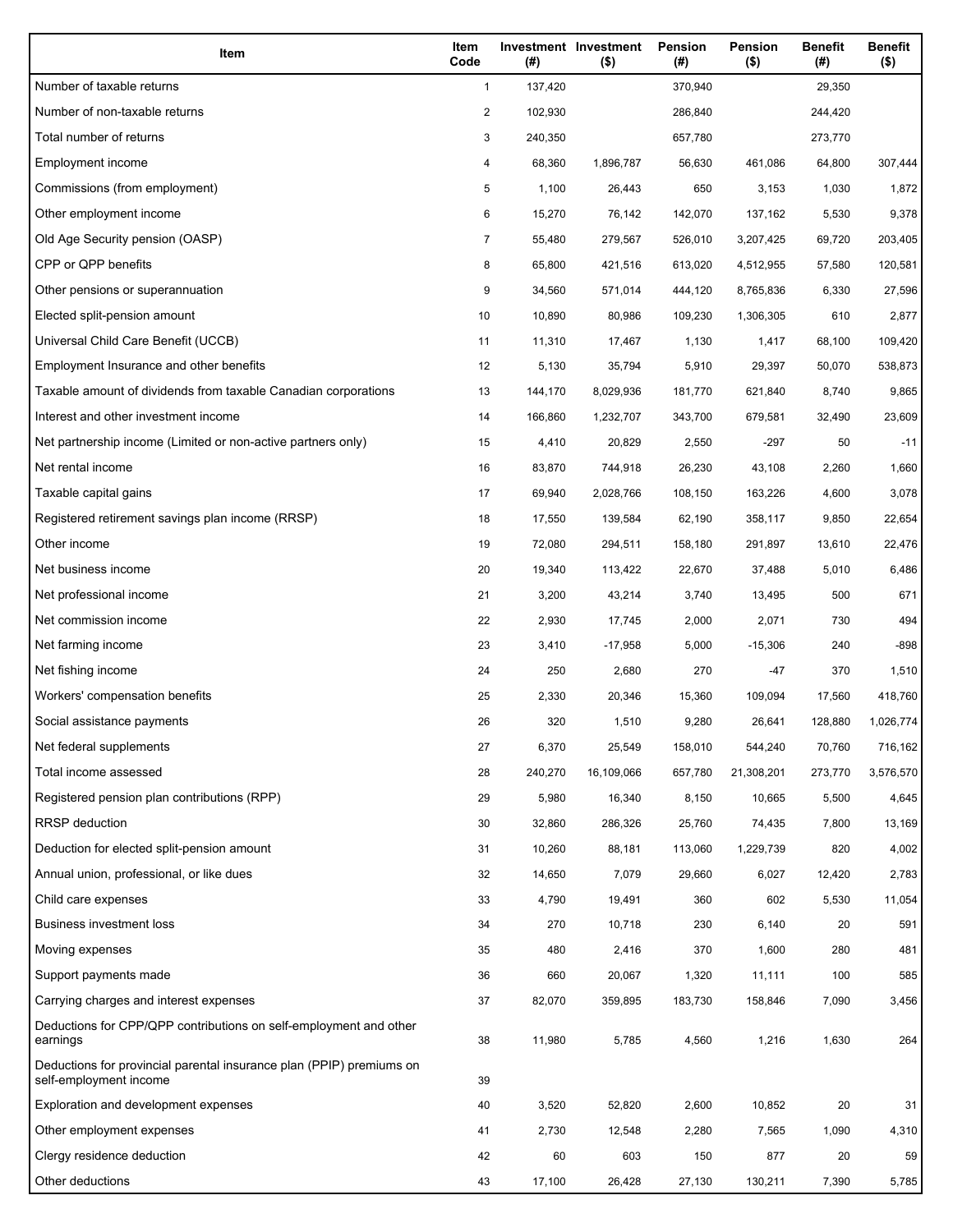| Item | Item Code | Investment (#) | Investment ($) | Pension (#) | Pension ($) | Benefit (#) | Benefit ($) |
|---|---|---|---|---|---|---|---|
| Number of taxable returns | 1 | 137,420 | | 370,940 | | 29,350 | |
| Number of non-taxable returns | 2 | 102,930 | | 286,840 | | 244,420 | |
| Total number of returns | 3 | 240,350 | | 657,780 | | 273,770 | |
| Employment income | 4 | 68,360 | 1,896,787 | 56,630 | 461,086 | 64,800 | 307,444 |
| Commissions (from employment) | 5 | 1,100 | 26,443 | 650 | 3,153 | 1,030 | 1,872 |
| Other employment income | 6 | 15,270 | 76,142 | 142,070 | 137,162 | 5,530 | 9,378 |
| Old Age Security pension (OASP) | 7 | 55,480 | 279,567 | 526,010 | 3,207,425 | 69,720 | 203,405 |
| CPP or QPP benefits | 8 | 65,800 | 421,516 | 613,020 | 4,512,955 | 57,580 | 120,581 |
| Other pensions or superannuation | 9 | 34,560 | 571,014 | 444,120 | 8,765,836 | 6,330 | 27,596 |
| Elected split-pension amount | 10 | 10,890 | 80,986 | 109,230 | 1,306,305 | 610 | 2,877 |
| Universal Child Care Benefit (UCCB) | 11 | 11,310 | 17,467 | 1,130 | 1,417 | 68,100 | 109,420 |
| Employment Insurance and other benefits | 12 | 5,130 | 35,794 | 5,910 | 29,397 | 50,070 | 538,873 |
| Taxable amount of dividends from taxable Canadian corporations | 13 | 144,170 | 8,029,936 | 181,770 | 621,840 | 8,740 | 9,865 |
| Interest and other investment income | 14 | 166,860 | 1,232,707 | 343,700 | 679,581 | 32,490 | 23,609 |
| Net partnership income (Limited or non-active partners only) | 15 | 4,410 | 20,829 | 2,550 | -297 | 50 | -11 |
| Net rental income | 16 | 83,870 | 744,918 | 26,230 | 43,108 | 2,260 | 1,660 |
| Taxable capital gains | 17 | 69,940 | 2,028,766 | 108,150 | 163,226 | 4,600 | 3,078 |
| Registered retirement savings plan income (RRSP) | 18 | 17,550 | 139,584 | 62,190 | 358,117 | 9,850 | 22,654 |
| Other income | 19 | 72,080 | 294,511 | 158,180 | 291,897 | 13,610 | 22,476 |
| Net business income | 20 | 19,340 | 113,422 | 22,670 | 37,488 | 5,010 | 6,486 |
| Net professional income | 21 | 3,200 | 43,214 | 3,740 | 13,495 | 500 | 671 |
| Net commission income | 22 | 2,930 | 17,745 | 2,000 | 2,071 | 730 | 494 |
| Net farming income | 23 | 3,410 | -17,958 | 5,000 | -15,306 | 240 | -898 |
| Net fishing income | 24 | 250 | 2,680 | 270 | -47 | 370 | 1,510 |
| Workers' compensation benefits | 25 | 2,330 | 20,346 | 15,360 | 109,094 | 17,560 | 418,760 |
| Social assistance payments | 26 | 320 | 1,510 | 9,280 | 26,641 | 128,880 | 1,026,774 |
| Net federal supplements | 27 | 6,370 | 25,549 | 158,010 | 544,240 | 70,760 | 716,162 |
| Total income assessed | 28 | 240,270 | 16,109,066 | 657,780 | 21,308,201 | 273,770 | 3,576,570 |
| Registered pension plan contributions (RPP) | 29 | 5,980 | 16,340 | 8,150 | 10,665 | 5,500 | 4,645 |
| RRSP deduction | 30 | 32,860 | 286,326 | 25,760 | 74,435 | 7,800 | 13,169 |
| Deduction for elected split-pension amount | 31 | 10,260 | 88,181 | 113,060 | 1,229,739 | 820 | 4,002 |
| Annual union, professional, or like dues | 32 | 14,650 | 7,079 | 29,660 | 6,027 | 12,420 | 2,783 |
| Child care expenses | 33 | 4,790 | 19,491 | 360 | 602 | 5,530 | 11,054 |
| Business investment loss | 34 | 270 | 10,718 | 230 | 6,140 | 20 | 591 |
| Moving expenses | 35 | 480 | 2,416 | 370 | 1,600 | 280 | 481 |
| Support payments made | 36 | 660 | 20,067 | 1,320 | 11,111 | 100 | 585 |
| Carrying charges and interest expenses | 37 | 82,070 | 359,895 | 183,730 | 158,846 | 7,090 | 3,456 |
| Deductions for CPP/QPP contributions on self-employment and other earnings | 38 | 11,980 | 5,785 | 4,560 | 1,216 | 1,630 | 264 |
| Deductions for provincial parental insurance plan (PPIP) premiums on self-employment income | 39 | | | | | | |
| Exploration and development expenses | 40 | 3,520 | 52,820 | 2,600 | 10,852 | 20 | 31 |
| Other employment expenses | 41 | 2,730 | 12,548 | 2,280 | 7,565 | 1,090 | 4,310 |
| Clergy residence deduction | 42 | 60 | 603 | 150 | 877 | 20 | 59 |
| Other deductions | 43 | 17,100 | 26,428 | 27,130 | 130,211 | 7,390 | 5,785 |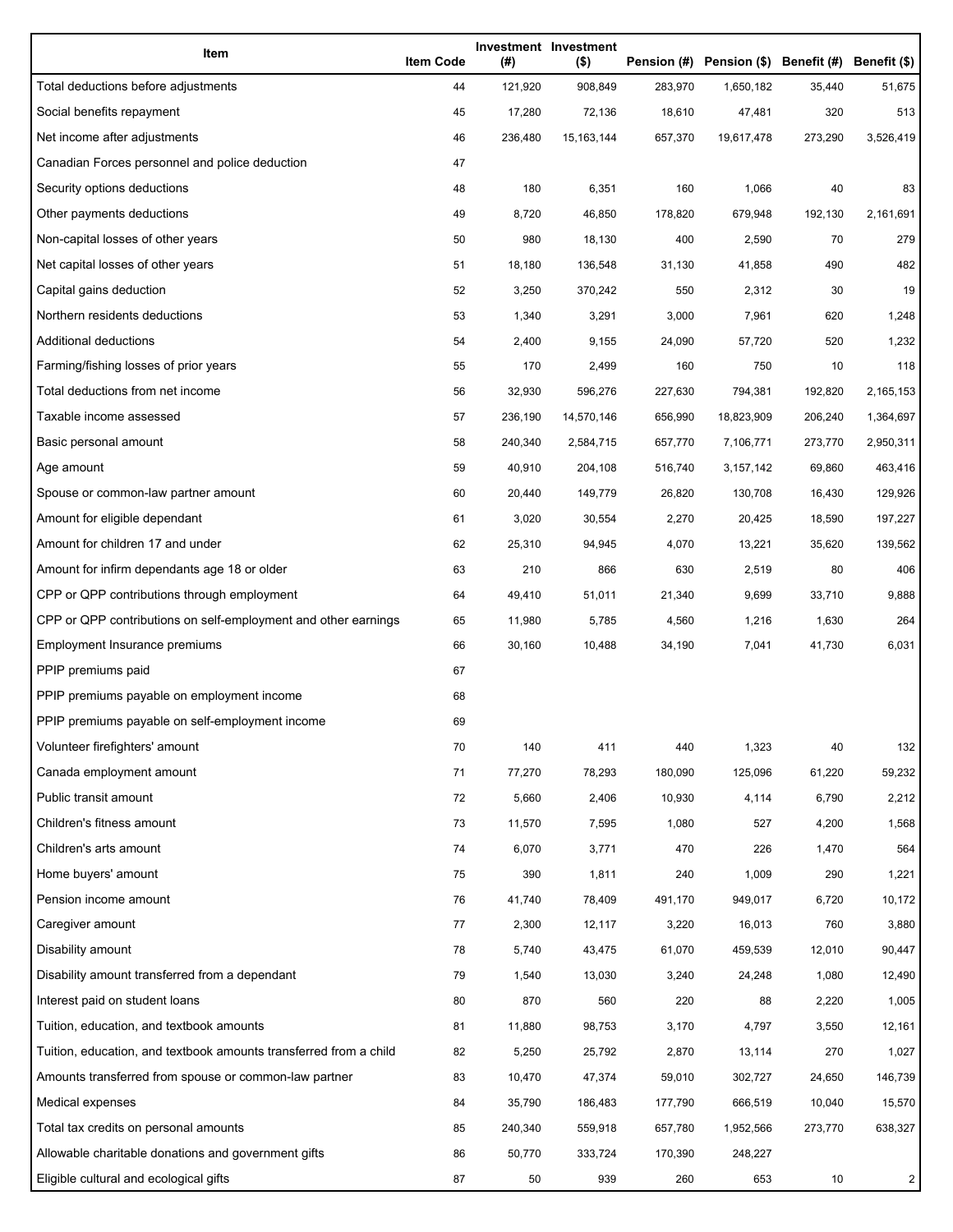| Item | Item Code | Investment (#) | Investment ($) | Pension (#) | Pension ($) | Benefit (#) | Benefit ($) |
|---|---|---|---|---|---|---|---|
| Total deductions before adjustments | 44 | 121,920 | 908,849 | 283,970 | 1,650,182 | 35,440 | 51,675 |
| Social benefits repayment | 45 | 17,280 | 72,136 | 18,610 | 47,481 | 320 | 513 |
| Net income after adjustments | 46 | 236,480 | 15,163,144 | 657,370 | 19,617,478 | 273,290 | 3,526,419 |
| Canadian Forces personnel and police deduction | 47 | | | | | | |
| Security options deductions | 48 | 180 | 6,351 | 160 | 1,066 | 40 | 83 |
| Other payments deductions | 49 | 8,720 | 46,850 | 178,820 | 679,948 | 192,130 | 2,161,691 |
| Non-capital losses of other years | 50 | 980 | 18,130 | 400 | 2,590 | 70 | 279 |
| Net capital losses of other years | 51 | 18,180 | 136,548 | 31,130 | 41,858 | 490 | 482 |
| Capital gains deduction | 52 | 3,250 | 370,242 | 550 | 2,312 | 30 | 19 |
| Northern residents deductions | 53 | 1,340 | 3,291 | 3,000 | 7,961 | 620 | 1,248 |
| Additional deductions | 54 | 2,400 | 9,155 | 24,090 | 57,720 | 520 | 1,232 |
| Farming/fishing losses of prior years | 55 | 170 | 2,499 | 160 | 750 | 10 | 118 |
| Total deductions from net income | 56 | 32,930 | 596,276 | 227,630 | 794,381 | 192,820 | 2,165,153 |
| Taxable income assessed | 57 | 236,190 | 14,570,146 | 656,990 | 18,823,909 | 206,240 | 1,364,697 |
| Basic personal amount | 58 | 240,340 | 2,584,715 | 657,770 | 7,106,771 | 273,770 | 2,950,311 |
| Age amount | 59 | 40,910 | 204,108 | 516,740 | 3,157,142 | 69,860 | 463,416 |
| Spouse or common-law partner amount | 60 | 20,440 | 149,779 | 26,820 | 130,708 | 16,430 | 129,926 |
| Amount for eligible dependant | 61 | 3,020 | 30,554 | 2,270 | 20,425 | 18,590 | 197,227 |
| Amount for children 17 and under | 62 | 25,310 | 94,945 | 4,070 | 13,221 | 35,620 | 139,562 |
| Amount for infirm dependants age 18 or older | 63 | 210 | 866 | 630 | 2,519 | 80 | 406 |
| CPP or QPP contributions through employment | 64 | 49,410 | 51,011 | 21,340 | 9,699 | 33,710 | 9,888 |
| CPP or QPP contributions on self-employment and other earnings | 65 | 11,980 | 5,785 | 4,560 | 1,216 | 1,630 | 264 |
| Employment Insurance premiums | 66 | 30,160 | 10,488 | 34,190 | 7,041 | 41,730 | 6,031 |
| PPIP premiums paid | 67 | | | | | | |
| PPIP premiums payable on employment income | 68 | | | | | | |
| PPIP premiums payable on self-employment income | 69 | | | | | | |
| Volunteer firefighters' amount | 70 | 140 | 411 | 440 | 1,323 | 40 | 132 |
| Canada employment amount | 71 | 77,270 | 78,293 | 180,090 | 125,096 | 61,220 | 59,232 |
| Public transit amount | 72 | 5,660 | 2,406 | 10,930 | 4,114 | 6,790 | 2,212 |
| Children's fitness amount | 73 | 11,570 | 7,595 | 1,080 | 527 | 4,200 | 1,568 |
| Children's arts amount | 74 | 6,070 | 3,771 | 470 | 226 | 1,470 | 564 |
| Home buyers' amount | 75 | 390 | 1,811 | 240 | 1,009 | 290 | 1,221 |
| Pension income amount | 76 | 41,740 | 78,409 | 491,170 | 949,017 | 6,720 | 10,172 |
| Caregiver amount | 77 | 2,300 | 12,117 | 3,220 | 16,013 | 760 | 3,880 |
| Disability amount | 78 | 5,740 | 43,475 | 61,070 | 459,539 | 12,010 | 90,447 |
| Disability amount transferred from a dependant | 79 | 1,540 | 13,030 | 3,240 | 24,248 | 1,080 | 12,490 |
| Interest paid on student loans | 80 | 870 | 560 | 220 | 88 | 2,220 | 1,005 |
| Tuition, education, and textbook amounts | 81 | 11,880 | 98,753 | 3,170 | 4,797 | 3,550 | 12,161 |
| Tuition, education, and textbook amounts transferred from a child | 82 | 5,250 | 25,792 | 2,870 | 13,114 | 270 | 1,027 |
| Amounts transferred from spouse or common-law partner | 83 | 10,470 | 47,374 | 59,010 | 302,727 | 24,650 | 146,739 |
| Medical expenses | 84 | 35,790 | 186,483 | 177,790 | 666,519 | 10,040 | 15,570 |
| Total tax credits on personal amounts | 85 | 240,340 | 559,918 | 657,780 | 1,952,566 | 273,770 | 638,327 |
| Allowable charitable donations and government gifts | 86 | 50,770 | 333,724 | 170,390 | 248,227 | | |
| Eligible cultural and ecological gifts | 87 | 50 | 939 | 260 | 653 | 10 | 2 |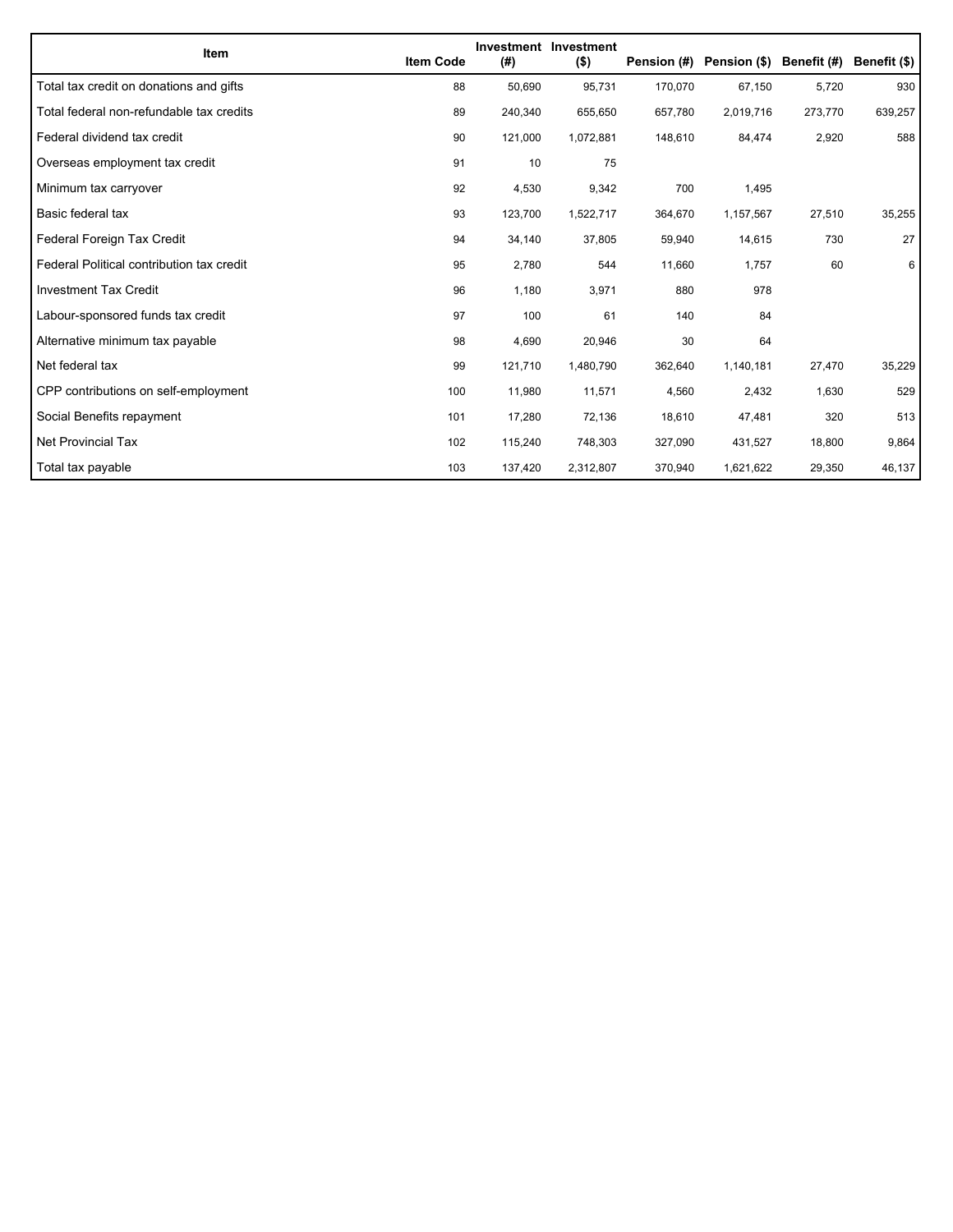| Item | Item Code | Investment (#) | Investment ($) | Pension (#) | Pension ($) | Benefit (#) | Benefit ($) |
|---|---|---|---|---|---|---|---|
| Total tax credit on donations and gifts | 88 | 50,690 | 95,731 | 170,070 | 67,150 | 5,720 | 930 |
| Total federal non-refundable tax credits | 89 | 240,340 | 655,650 | 657,780 | 2,019,716 | 273,770 | 639,257 |
| Federal dividend tax credit | 90 | 121,000 | 1,072,881 | 148,610 | 84,474 | 2,920 | 588 |
| Overseas employment tax credit | 91 | 10 | 75 | | | | |
| Minimum tax carryover | 92 | 4,530 | 9,342 | 700 | 1,495 | | |
| Basic federal tax | 93 | 123,700 | 1,522,717 | 364,670 | 1,157,567 | 27,510 | 35,255 |
| Federal Foreign Tax Credit | 94 | 34,140 | 37,805 | 59,940 | 14,615 | 730 | 27 |
| Federal Political contribution tax credit | 95 | 2,780 | 544 | 11,660 | 1,757 | 60 | 6 |
| Investment Tax Credit | 96 | 1,180 | 3,971 | 880 | 978 | | |
| Labour-sponsored funds tax credit | 97 | 100 | 61 | 140 | 84 | | |
| Alternative minimum tax payable | 98 | 4,690 | 20,946 | 30 | 64 | | |
| Net federal tax | 99 | 121,710 | 1,480,790 | 362,640 | 1,140,181 | 27,470 | 35,229 |
| CPP contributions on self-employment | 100 | 11,980 | 11,571 | 4,560 | 2,432 | 1,630 | 529 |
| Social Benefits repayment | 101 | 17,280 | 72,136 | 18,610 | 47,481 | 320 | 513 |
| Net Provincial Tax | 102 | 115,240 | 748,303 | 327,090 | 431,527 | 18,800 | 9,864 |
| Total tax payable | 103 | 137,420 | 2,312,807 | 370,940 | 1,621,622 | 29,350 | 46,137 |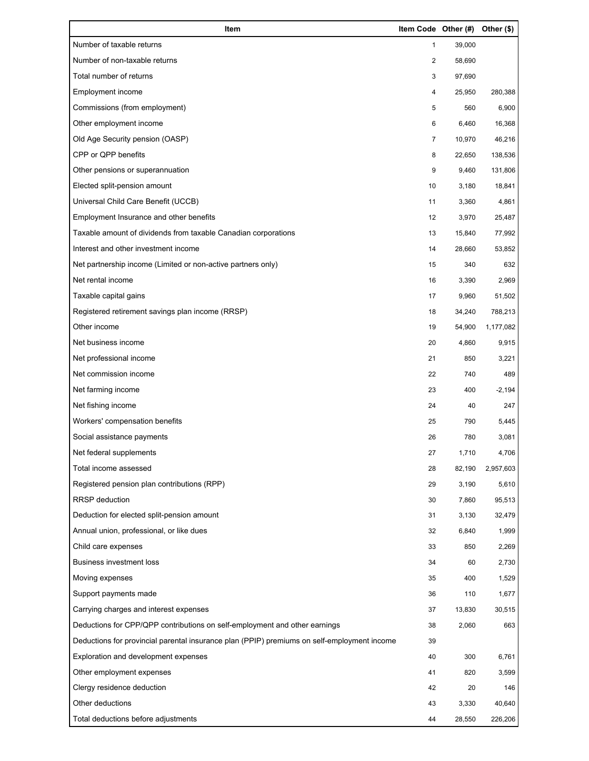| Item | Item Code | Other (#) | Other ($) |
|---|---|---|---|
| Number of taxable returns | 1 | 39,000 | |
| Number of non-taxable returns | 2 | 58,690 | |
| Total number of returns | 3 | 97,690 | |
| Employment income | 4 | 25,950 | 280,388 |
| Commissions (from employment) | 5 | 560 | 6,900 |
| Other employment income | 6 | 6,460 | 16,368 |
| Old Age Security pension (OASP) | 7 | 10,970 | 46,216 |
| CPP or QPP benefits | 8 | 22,650 | 138,536 |
| Other pensions or superannuation | 9 | 9,460 | 131,806 |
| Elected split-pension amount | 10 | 3,180 | 18,841 |
| Universal Child Care Benefit (UCCB) | 11 | 3,360 | 4,861 |
| Employment Insurance and other benefits | 12 | 3,970 | 25,487 |
| Taxable amount of dividends from taxable Canadian corporations | 13 | 15,840 | 77,992 |
| Interest and other investment income | 14 | 28,660 | 53,852 |
| Net partnership income (Limited or non-active partners only) | 15 | 340 | 632 |
| Net rental income | 16 | 3,390 | 2,969 |
| Taxable capital gains | 17 | 9,960 | 51,502 |
| Registered retirement savings plan income (RRSP) | 18 | 34,240 | 788,213 |
| Other income | 19 | 54,900 | 1,177,082 |
| Net business income | 20 | 4,860 | 9,915 |
| Net professional income | 21 | 850 | 3,221 |
| Net commission income | 22 | 740 | 489 |
| Net farming income | 23 | 400 | -2,194 |
| Net fishing income | 24 | 40 | 247 |
| Workers' compensation benefits | 25 | 790 | 5,445 |
| Social assistance payments | 26 | 780 | 3,081 |
| Net federal supplements | 27 | 1,710 | 4,706 |
| Total income assessed | 28 | 82,190 | 2,957,603 |
| Registered pension plan contributions (RPP) | 29 | 3,190 | 5,610 |
| RRSP deduction | 30 | 7,860 | 95,513 |
| Deduction for elected split-pension amount | 31 | 3,130 | 32,479 |
| Annual union, professional, or like dues | 32 | 6,840 | 1,999 |
| Child care expenses | 33 | 850 | 2,269 |
| Business investment loss | 34 | 60 | 2,730 |
| Moving expenses | 35 | 400 | 1,529 |
| Support payments made | 36 | 110 | 1,677 |
| Carrying charges and interest expenses | 37 | 13,830 | 30,515 |
| Deductions for CPP/QPP contributions on self-employment and other earnings | 38 | 2,060 | 663 |
| Deductions for provincial parental insurance plan (PPIP) premiums on self-employment income | 39 | | |
| Exploration and development expenses | 40 | 300 | 6,761 |
| Other employment expenses | 41 | 820 | 3,599 |
| Clergy residence deduction | 42 | 20 | 146 |
| Other deductions | 43 | 3,330 | 40,640 |
| Total deductions before adjustments | 44 | 28,550 | 226,206 |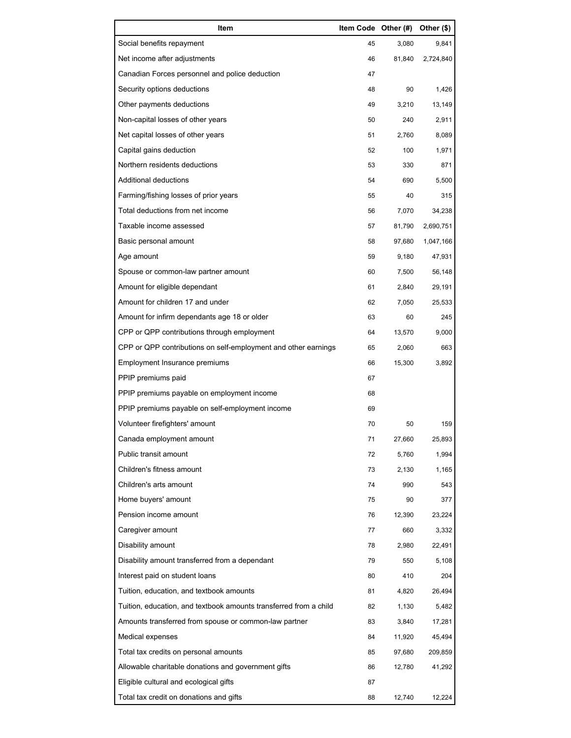| Item | Item Code | Other (#) | Other ($) |
| --- | --- | --- | --- |
| Social benefits repayment | 45 | 3,080 | 9,841 |
| Net income after adjustments | 46 | 81,840 | 2,724,840 |
| Canadian Forces personnel and police deduction | 47 | | |
| Security options deductions | 48 | 90 | 1,426 |
| Other payments deductions | 49 | 3,210 | 13,149 |
| Non-capital losses of other years | 50 | 240 | 2,911 |
| Net capital losses of other years | 51 | 2,760 | 8,089 |
| Capital gains deduction | 52 | 100 | 1,971 |
| Northern residents deductions | 53 | 330 | 871 |
| Additional deductions | 54 | 690 | 5,500 |
| Farming/fishing losses of prior years | 55 | 40 | 315 |
| Total deductions from net income | 56 | 7,070 | 34,238 |
| Taxable income assessed | 57 | 81,790 | 2,690,751 |
| Basic personal amount | 58 | 97,680 | 1,047,166 |
| Age amount | 59 | 9,180 | 47,931 |
| Spouse or common-law partner amount | 60 | 7,500 | 56,148 |
| Amount for eligible dependant | 61 | 2,840 | 29,191 |
| Amount for children 17 and under | 62 | 7,050 | 25,533 |
| Amount for infirm dependants age 18 or older | 63 | 60 | 245 |
| CPP or QPP contributions through employment | 64 | 13,570 | 9,000 |
| CPP or QPP contributions on self-employment and other earnings | 65 | 2,060 | 663 |
| Employment Insurance premiums | 66 | 15,300 | 3,892 |
| PPIP premiums paid | 67 | | |
| PPIP premiums payable on employment income | 68 | | |
| PPIP premiums payable on self-employment income | 69 | | |
| Volunteer firefighters' amount | 70 | 50 | 159 |
| Canada employment amount | 71 | 27,660 | 25,893 |
| Public transit amount | 72 | 5,760 | 1,994 |
| Children's fitness amount | 73 | 2,130 | 1,165 |
| Children's arts amount | 74 | 990 | 543 |
| Home buyers' amount | 75 | 90 | 377 |
| Pension income amount | 76 | 12,390 | 23,224 |
| Caregiver amount | 77 | 660 | 3,332 |
| Disability amount | 78 | 2,980 | 22,491 |
| Disability amount transferred from a dependant | 79 | 550 | 5,108 |
| Interest paid on student loans | 80 | 410 | 204 |
| Tuition, education, and textbook amounts | 81 | 4,820 | 26,494 |
| Tuition, education, and textbook amounts transferred from a child | 82 | 1,130 | 5,482 |
| Amounts transferred from spouse or common-law partner | 83 | 3,840 | 17,281 |
| Medical expenses | 84 | 11,920 | 45,494 |
| Total tax credits on personal amounts | 85 | 97,680 | 209,859 |
| Allowable charitable donations and government gifts | 86 | 12,780 | 41,292 |
| Eligible cultural and ecological gifts | 87 | | |
| Total tax credit on donations and gifts | 88 | 12,740 | 12,224 |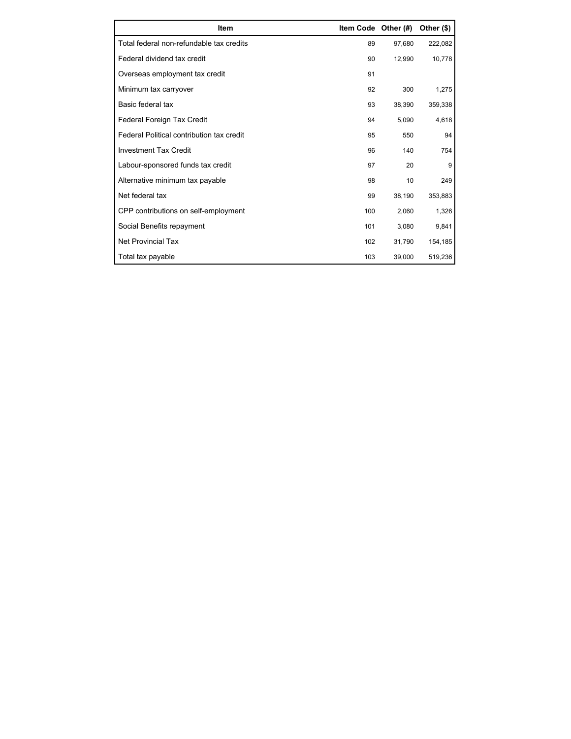| Item | Item Code | Other (#) | Other ($) |
| --- | --- | --- | --- |
| Total federal non-refundable tax credits | 89 | 97,680 | 222,082 |
| Federal dividend tax credit | 90 | 12,990 | 10,778 |
| Overseas employment tax credit | 91 | | |
| Minimum tax carryover | 92 | 300 | 1,275 |
| Basic federal tax | 93 | 38,390 | 359,338 |
| Federal Foreign Tax Credit | 94 | 5,090 | 4,618 |
| Federal Political contribution tax credit | 95 | 550 | 94 |
| Investment Tax Credit | 96 | 140 | 754 |
| Labour-sponsored funds tax credit | 97 | 20 | 9 |
| Alternative minimum tax payable | 98 | 10 | 249 |
| Net federal tax | 99 | 38,190 | 353,883 |
| CPP contributions on self-employment | 100 | 2,060 | 1,326 |
| Social Benefits repayment | 101 | 3,080 | 9,841 |
| Net Provincial Tax | 102 | 31,790 | 154,185 |
| Total tax payable | 103 | 39,000 | 519,236 |